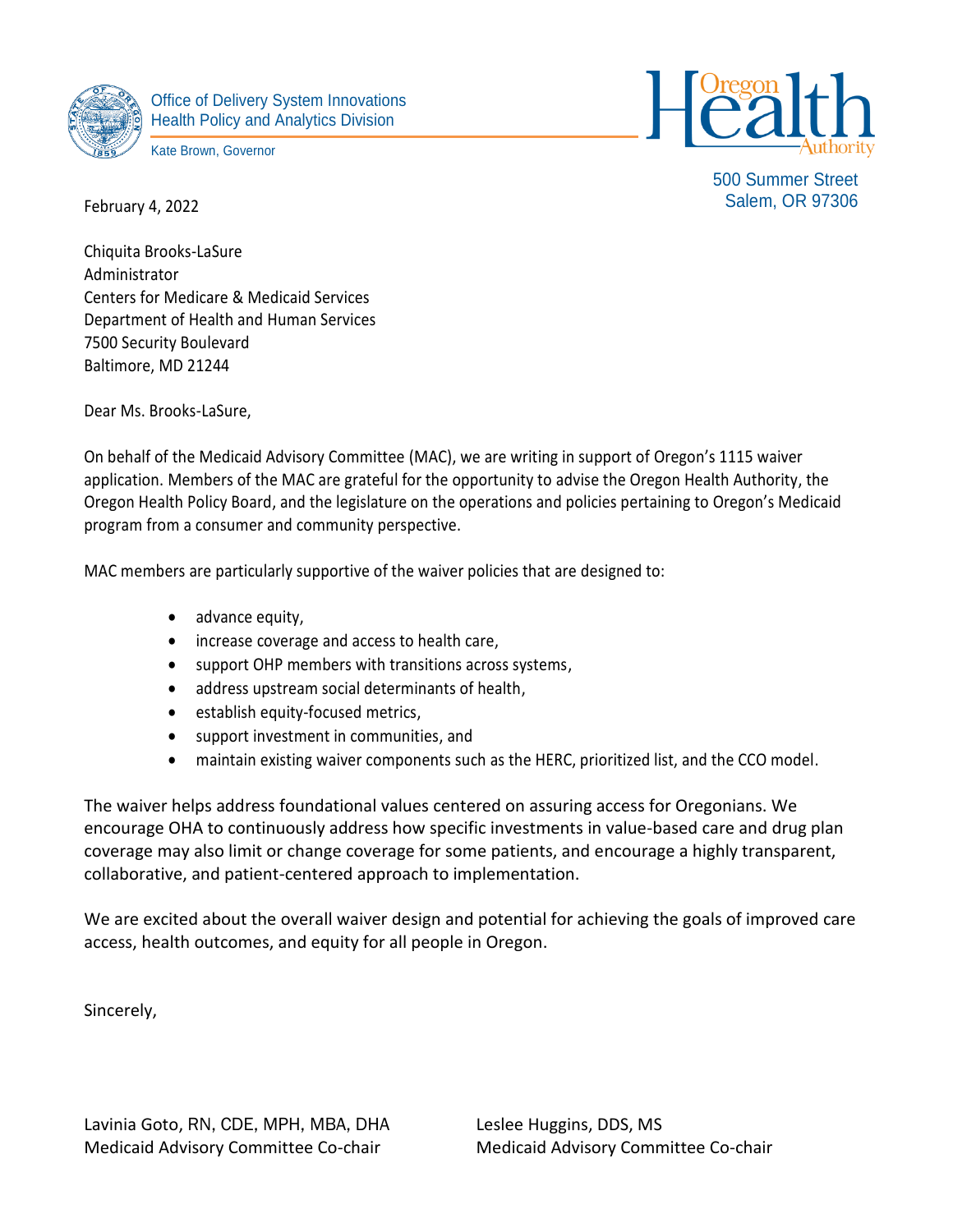Office of Delivery System Innovations
Health Policy and Analytics Division

Kate Brown, Governor

Oregon Health Authority

500 Summer Street
Salem, OR 97306

February 4, 2022

Chiquita Brooks-LaSure
Administrator
Centers for Medicare & Medicaid Services
Department of Health and Human Services
7500 Security Boulevard
Baltimore, MD 21244

Dear Ms. Brooks-LaSure,

On behalf of the Medicaid Advisory Committee (MAC), we are writing in support of Oregon's 1115 waiver application. Members of the MAC are grateful for the opportunity to advise the Oregon Health Authority, the Oregon Health Policy Board, and the legislature on the operations and policies pertaining to Oregon's Medicaid program from a consumer and community perspective.

MAC members are particularly supportive of the waiver policies that are designed to:

- advance equity,
- increase coverage and access to health care,
- support OHP members with transitions across systems,
- address upstream social determinants of health,
- establish equity-focused metrics,
- support investment in communities, and
- maintain existing waiver components such as the HERC, prioritized list, and the CCO model.

The waiver helps address foundational values centered on assuring access for Oregonians. We encourage OHA to continuously address how specific investments in value-based care and drug plan coverage may also limit or change coverage for some patients, and encourage a highly transparent, collaborative, and patient-centered approach to implementation.

We are excited about the overall waiver design and potential for achieving the goals of improved care access, health outcomes, and equity for all people in Oregon.

Sincerely,

Lavinia Goto, RN, CDE, MPH, MBA, DHA
Medicaid Advisory Committee Co-chair

Leslee Huggins, DDS, MS
Medicaid Advisory Committee Co-chair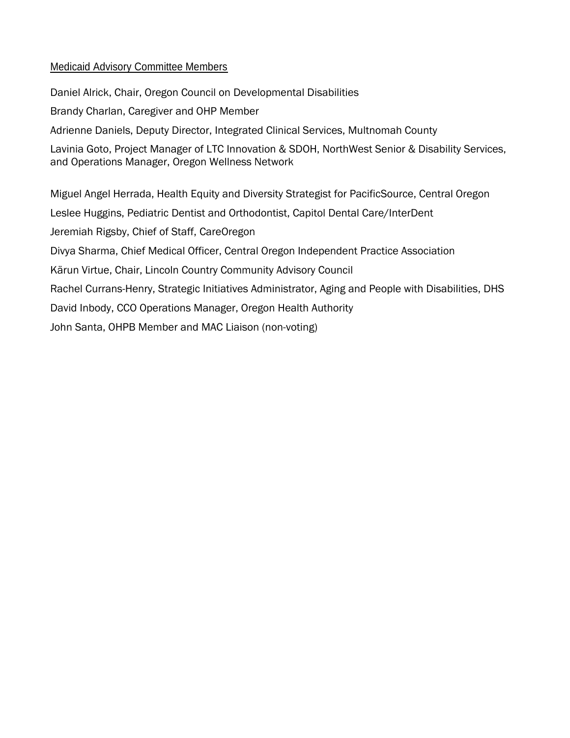Medicaid Advisory Committee Members

Daniel Alrick, Chair, Oregon Council on Developmental Disabilities

Brandy Charlan, Caregiver and OHP Member

Adrienne Daniels, Deputy Director, Integrated Clinical Services, Multnomah County

Lavinia Goto, Project Manager of LTC Innovation & SDOH, NorthWest Senior & Disability Services, and Operations Manager, Oregon Wellness Network

Miguel Angel Herrada, Health Equity and Diversity Strategist for PacificSource, Central Oregon

Leslee Huggins, Pediatric Dentist and Orthodontist, Capitol Dental Care/InterDent

Jeremiah Rigsby, Chief of Staff, CareOregon

Divya Sharma, Chief Medical Officer, Central Oregon Independent Practice Association

Kärun Virtue, Chair, Lincoln Country Community Advisory Council

Rachel Currans-Henry, Strategic Initiatives Administrator, Aging and People with Disabilities, DHS

David Inbody, CCO Operations Manager, Oregon Health Authority

John Santa, OHPB Member and MAC Liaison (non-voting)